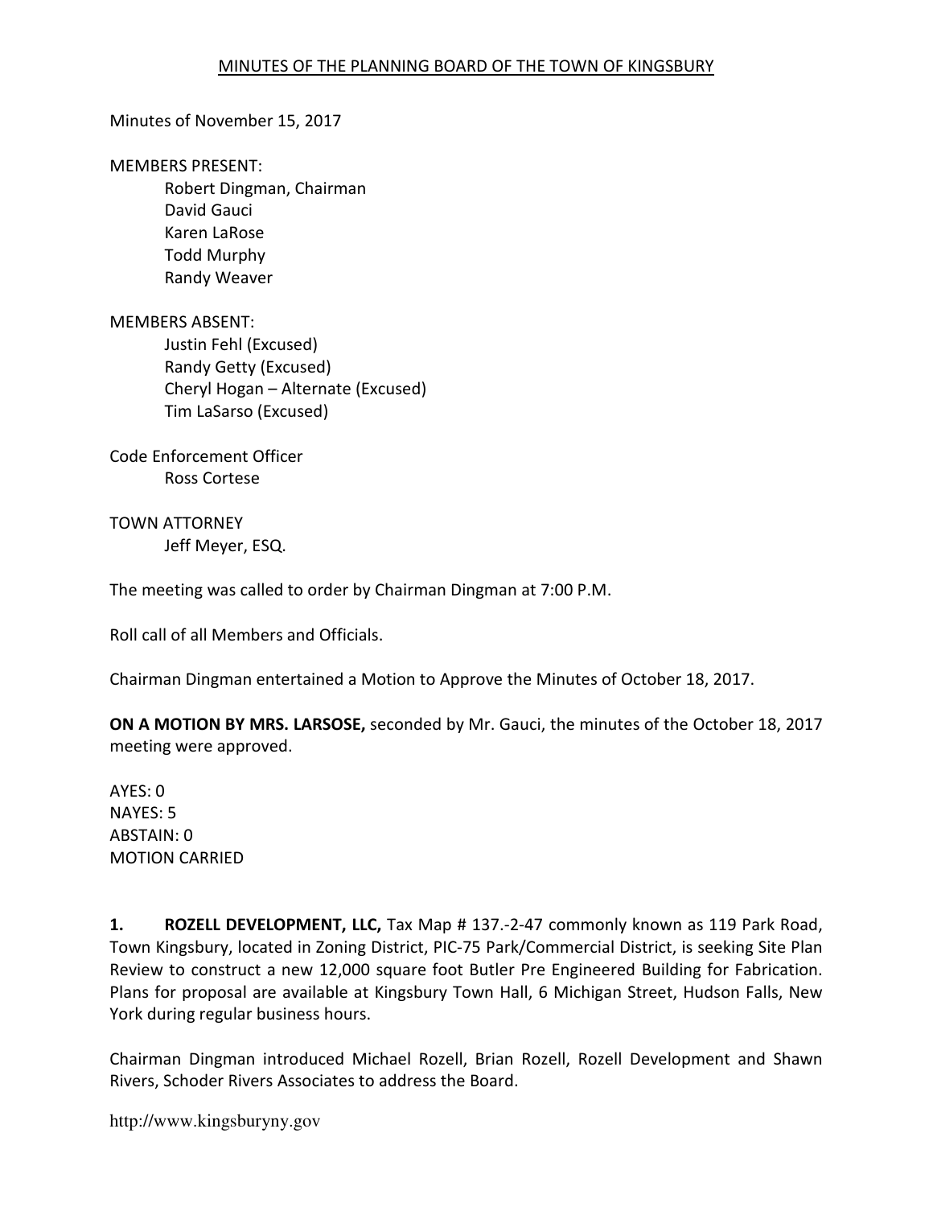MINUTES OF THE PLANNING BOARD OF THE TOWN OF KINGSBURY

Minutes of November 15, 2017

MEMBERS PRESENT:

Robert Dingman, Chairman
David Gauci
Karen LaRose
Todd Murphy
Randy Weaver

MEMBERS ABSENT:

Justin Fehl (Excused)
Randy Getty (Excused)
Cheryl Hogan – Alternate (Excused)
Tim LaSarso (Excused)

Code Enforcement Officer

Ross Cortese

TOWN ATTORNEY

Jeff Meyer, ESQ.

The meeting was called to order by Chairman Dingman at 7:00 P.M.

Roll call of all Members and Officials.

Chairman Dingman entertained a Motion to Approve the Minutes of October 18, 2017.

**ON A MOTION BY MRS. LARSOSE,** seconded by Mr. Gauci, the minutes of the October 18, 2017 meeting were approved.

AYES: 0
NAYES: 5
ABSTAIN: 0
MOTION CARRIED

**1. ROZELL DEVELOPMENT, LLC,** Tax Map # 137.-2-47 commonly known as 119 Park Road, Town Kingsbury, located in Zoning District, PIC-75 Park/Commercial District, is seeking Site Plan Review to construct a new 12,000 square foot Butler Pre Engineered Building for Fabrication. Plans for proposal are available at Kingsbury Town Hall, 6 Michigan Street, Hudson Falls, New York during regular business hours.

Chairman Dingman introduced Michael Rozell, Brian Rozell, Rozell Development and Shawn Rivers, Schoder Rivers Associates to address the Board.

http://www.kingsburyny.gov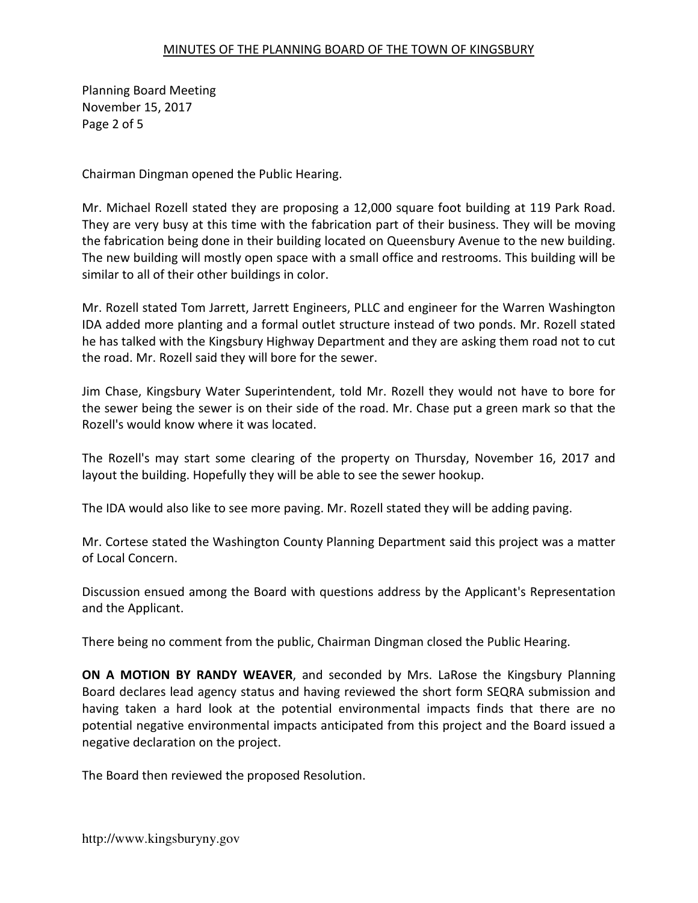Chairman Dingman opened the Public Hearing.

Mr. Michael Rozell stated they are proposing a 12,000 square foot building at 119 Park Road. They are very busy at this time with the fabrication part of their business. They will be moving the fabrication being done in their building located on Queensbury Avenue to the new building. The new building will mostly open space with a small office and restrooms. This building will be similar to all of their other buildings in color.

Mr. Rozell stated Tom Jarrett, Jarrett Engineers, PLLC and engineer for the Warren Washington IDA added more planting and a formal outlet structure instead of two ponds. Mr. Rozell stated he has talked with the Kingsbury Highway Department and they are asking them road not to cut the road. Mr. Rozell said they will bore for the sewer.

Jim Chase, Kingsbury Water Superintendent, told Mr. Rozell they would not have to bore for the sewer being the sewer is on their side of the road. Mr. Chase put a green mark so that the Rozell's would know where it was located.

The Rozell's may start some clearing of the property on Thursday, November 16, 2017 and layout the building. Hopefully they will be able to see the sewer hookup.

The IDA would also like to see more paving. Mr. Rozell stated they will be adding paving.

Mr. Cortese stated the Washington County Planning Department said this project was a matter of Local Concern.

Discussion ensued among the Board with questions address by the Applicant's Representation and the Applicant.

There being no comment from the public, Chairman Dingman closed the Public Hearing.

**ON A MOTION BY RANDY WEAVER**, and seconded by Mrs. LaRose the Kingsbury Planning Board declares lead agency status and having reviewed the short form SEQRA submission and having taken a hard look at the potential environmental impacts finds that there are no potential negative environmental impacts anticipated from this project and the Board issued a negative declaration on the project.

The Board then reviewed the proposed Resolution.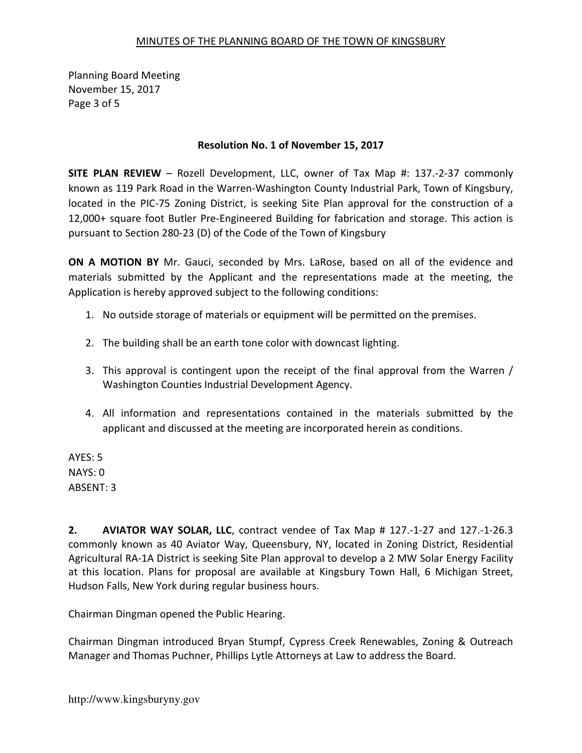**Resolution No. 1 of November 15, 2017**

**SITE PLAN REVIEW** – Rozell Development, LLC, owner of Tax Map #: 137.-2-37 commonly known as 119 Park Road in the Warren-Washington County Industrial Park, Town of Kingsbury, located in the PIC-75 Zoning District, is seeking Site Plan approval for the construction of a 12,000+ square foot Butler Pre-Engineered Building for fabrication and storage. This action is pursuant to Section 280-23 (D) of the Code of the Town of Kingsbury

**ON A MOTION BY** Mr. Gauci, seconded by Mrs. LaRose, based on all of the evidence and materials submitted by the Applicant and the representations made at the meeting, the Application is hereby approved subject to the following conditions:

1. No outside storage of materials or equipment will be permitted on the premises.
2. The building shall be an earth tone color with downcast lighting.
3. This approval is contingent upon the receipt of the final approval from the Warren / Washington Counties Industrial Development Agency.
4. All information and representations contained in the materials submitted by the applicant and discussed at the meeting are incorporated herein as conditions.

AYES: 5
NAYS: 0
ABSENT: 3

**2. AVIATOR WAY SOLAR, LLC**, contract vendee of Tax Map # 127.-1-27 and 127.-1-26.3 commonly known as 40 Aviator Way, Queensbury, NY, located in Zoning District, Residential Agricultural RA-1A District is seeking Site Plan approval to develop a 2 MW Solar Energy Facility at this location. Plans for proposal are available at Kingsbury Town Hall, 6 Michigan Street, Hudson Falls, New York during regular business hours.

Chairman Dingman opened the Public Hearing.

Chairman Dingman introduced Bryan Stumpf, Cypress Creek Renewables, Zoning & Outreach Manager and Thomas Puchner, Phillips Lytle Attorneys at Law to address the Board.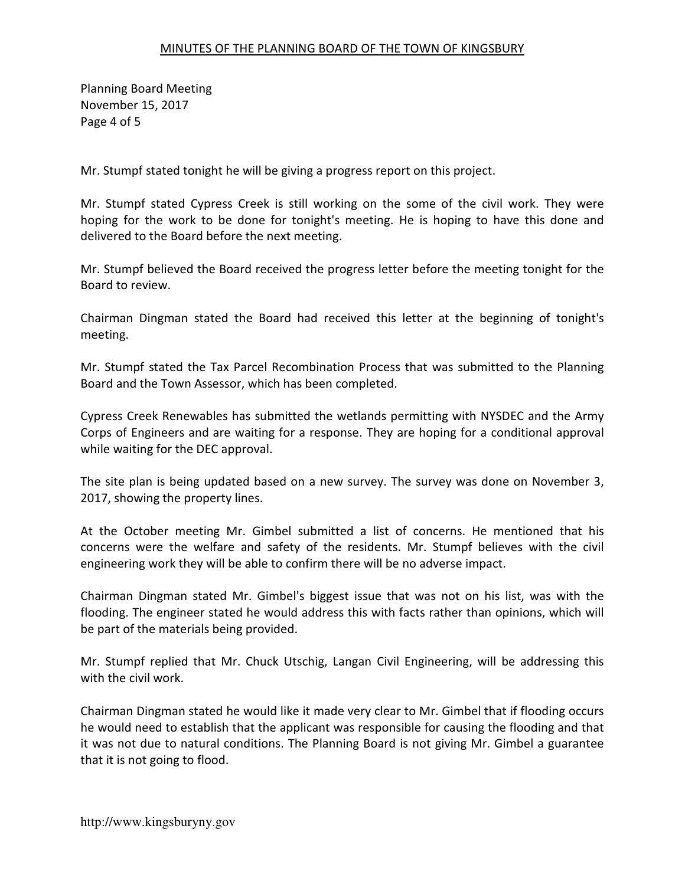Mr. Stumpf stated tonight he will be giving a progress report on this project.

Mr. Stumpf stated Cypress Creek is still working on the some of the civil work. They were hoping for the work to be done for tonight's meeting. He is hoping to have this done and delivered to the Board before the next meeting.

Mr. Stumpf believed the Board received the progress letter before the meeting tonight for the Board to review.

Chairman Dingman stated the Board had received this letter at the beginning of tonight's meeting.

Mr. Stumpf stated the Tax Parcel Recombination Process that was submitted to the Planning Board and the Town Assessor, which has been completed.

Cypress Creek Renewables has submitted the wetlands permitting with NYSDEC and the Army Corps of Engineers and are waiting for a response. They are hoping for a conditional approval while waiting for the DEC approval.

The site plan is being updated based on a new survey. The survey was done on November 3, 2017, showing the property lines.

At the October meeting Mr. Gimbel submitted a list of concerns. He mentioned that his concerns were the welfare and safety of the residents. Mr. Stumpf believes with the civil engineering work they will be able to confirm there will be no adverse impact.

Chairman Dingman stated Mr. Gimbel's biggest issue that was not on his list, was with the flooding. The engineer stated he would address this with facts rather than opinions, which will be part of the materials being provided.

Mr. Stumpf replied that Mr. Chuck Utschig, Langan Civil Engineering, will be addressing this with the civil work.

Chairman Dingman stated he would like it made very clear to Mr. Gimbel that if flooding occurs he would need to establish that the applicant was responsible for causing the flooding and that it was not due to natural conditions. The Planning Board is not giving Mr. Gimbel a guarantee that it is not going to flood.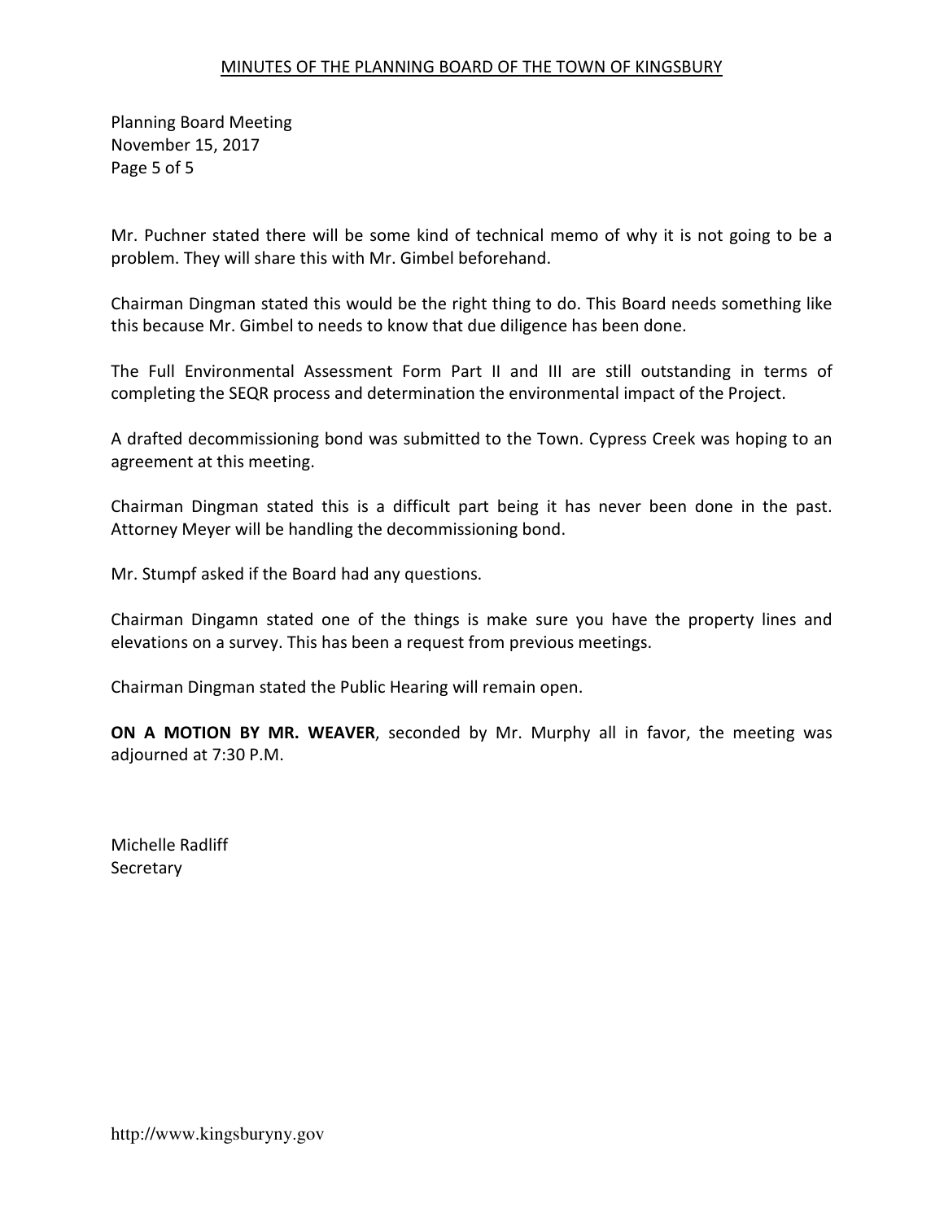Mr. Puchner stated there will be some kind of technical memo of why it is not going to be a problem. They will share this with Mr. Gimbel beforehand.

Chairman Dingman stated this would be the right thing to do. This Board needs something like this because Mr. Gimbel to needs to know that due diligence has been done.

The Full Environmental Assessment Form Part II and III are still outstanding in terms of completing the SEQR process and determination the environmental impact of the Project.

A drafted decommissioning bond was submitted to the Town. Cypress Creek was hoping to an agreement at this meeting.

Chairman Dingman stated this is a difficult part being it has never been done in the past. Attorney Meyer will be handling the decommissioning bond.

Mr. Stumpf asked if the Board had any questions.

Chairman Dingamn stated one of the things is make sure you have the property lines and elevations on a survey. This has been a request from previous meetings.

Chairman Dingman stated the Public Hearing will remain open.

**ON A MOTION BY MR. WEAVER**, seconded by Mr. Murphy all in favor, the meeting was adjourned at 7:30 P.M.

Michelle Radliff
Secretary